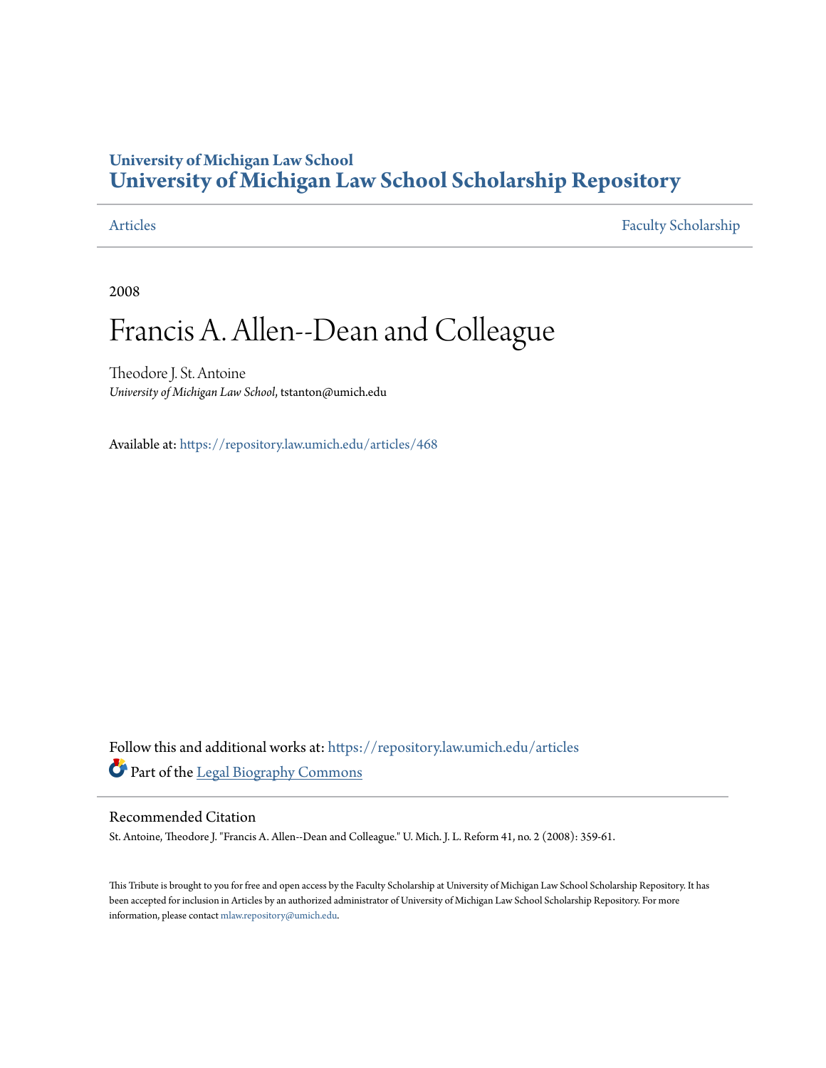University of Michigan Law School

# University of Michigan Law School Scholarship Repository

Articles | Faculty Scholarship

2008

# Francis A. Allen--Dean and Colleague

Theodore J. St. Antoine
*University of Michigan Law School*, tstanton@umich.edu

Available at: https://repository.law.umich.edu/articles/468

Follow this and additional works at: https://repository.law.umich.edu/articles

Part of the Legal Biography Commons

## Recommended Citation

St. Antoine, Theodore J. "Francis A. Allen--Dean and Colleague." U. Mich. J. L. Reform 41, no. 2 (2008): 359-61.

This Tribute is brought to you for free and open access by the Faculty Scholarship at University of Michigan Law School Scholarship Repository. It has been accepted for inclusion in Articles by an authorized administrator of University of Michigan Law School Scholarship Repository. For more information, please contact mlaw.repository@umich.edu.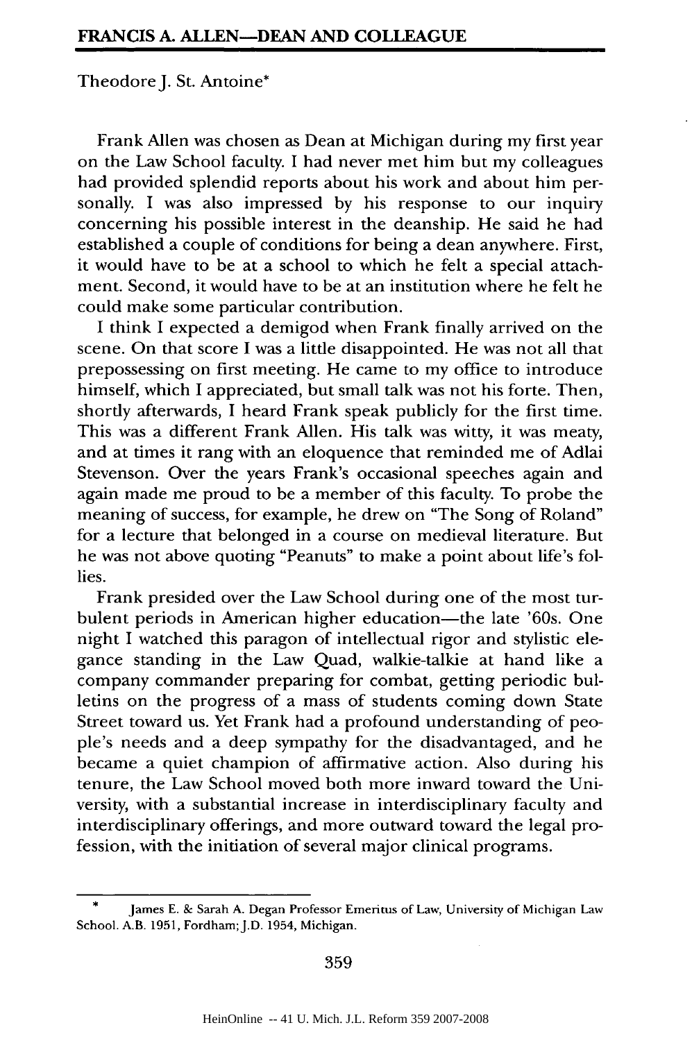# FRANCIS A. ALLEN—DEAN AND COLLEAGUE

Theodore J. St. Antoine*

Frank Allen was chosen as Dean at Michigan during my first year on the Law School faculty. I had never met him but my colleagues had provided splendid reports about his work and about him personally. I was also impressed by his response to our inquiry concerning his possible interest in the deanship. He said he had established a couple of conditions for being a dean anywhere. First, it would have to be at a school to which he felt a special attachment. Second, it would have to be at an institution where he felt he could make some particular contribution.

I think I expected a demigod when Frank finally arrived on the scene. On that score I was a little disappointed. He was not all that prepossessing on first meeting. He came to my office to introduce himself, which I appreciated, but small talk was not his forte. Then, shortly afterwards, I heard Frank speak publicly for the first time. This was a different Frank Allen. His talk was witty, it was meaty, and at times it rang with an eloquence that reminded me of Adlai Stevenson. Over the years Frank's occasional speeches again and again made me proud to be a member of this faculty. To probe the meaning of success, for example, he drew on "The Song of Roland" for a lecture that belonged in a course on medieval literature. But he was not above quoting "Peanuts" to make a point about life's follies.

Frank presided over the Law School during one of the most turbulent periods in American higher education—the late '60s. One night I watched this paragon of intellectual rigor and stylistic elegance standing in the Law Quad, walkie-talkie at hand like a company commander preparing for combat, getting periodic bulletins on the progress of a mass of students coming down State Street toward us. Yet Frank had a profound understanding of people's needs and a deep sympathy for the disadvantaged, and he became a quiet champion of affirmative action. Also during his tenure, the Law School moved both more inward toward the University, with a substantial increase in interdisciplinary faculty and interdisciplinary offerings, and more outward toward the legal profession, with the initiation of several major clinical programs.

---

\* James E. & Sarah A. Degan Professor Emeritus of Law, University of Michigan Law School. A.B. 1951, Fordham; J.D. 1954, Michigan.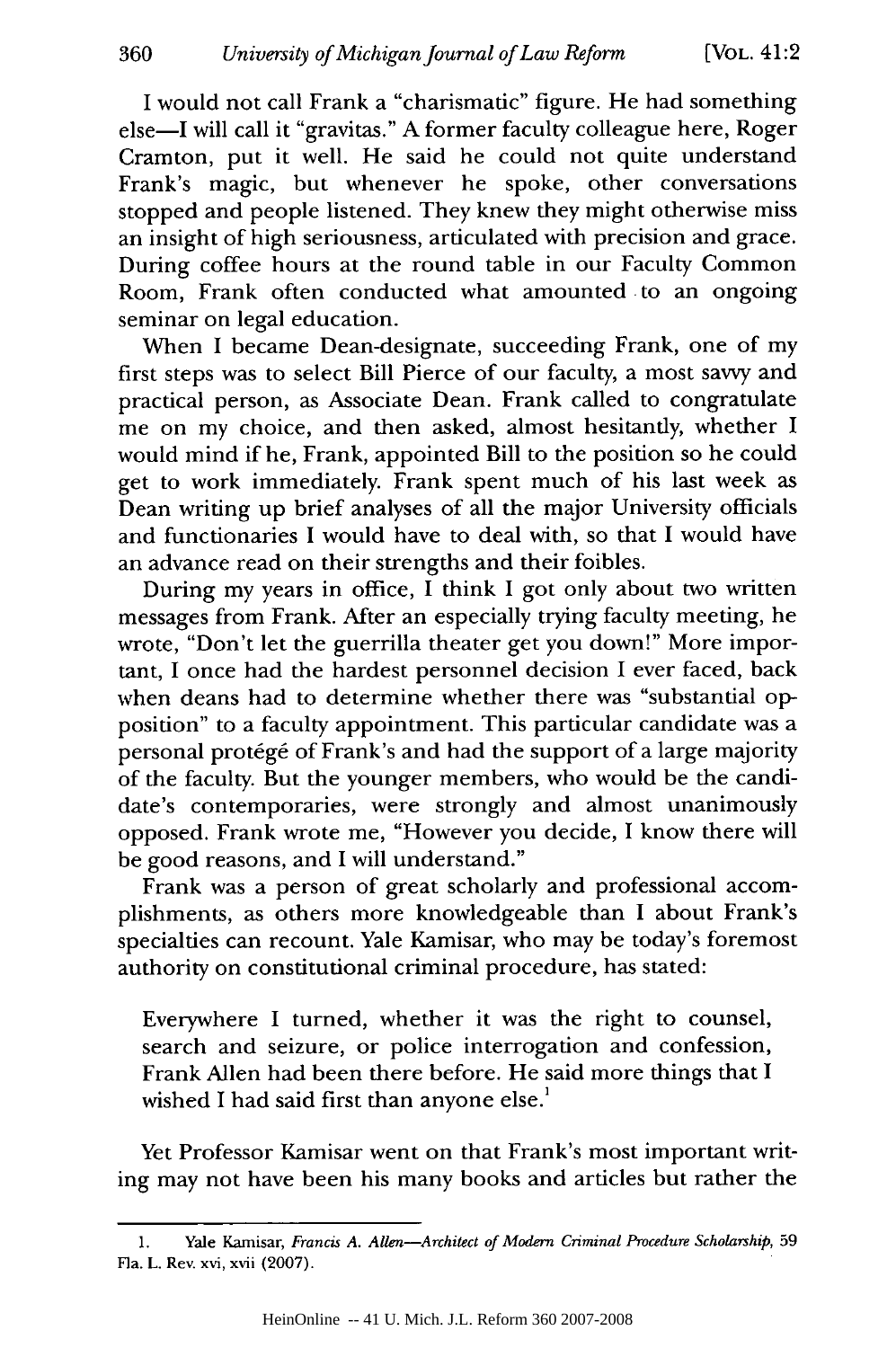I would not call Frank a "charismatic" figure. He had something else—I will call it "gravitas." A former faculty colleague here, Roger Cramton, put it well. He said he could not quite understand Frank's magic, but whenever he spoke, other conversations stopped and people listened. They knew they might otherwise miss an insight of high seriousness, articulated with precision and grace. During coffee hours at the round table in our Faculty Common Room, Frank often conducted what amounted to an ongoing seminar on legal education.

When I became Dean-designate, succeeding Frank, one of my first steps was to select Bill Pierce of our faculty, a most savvy and practical person, as Associate Dean. Frank called to congratulate me on my choice, and then asked, almost hesitantly, whether I would mind if he, Frank, appointed Bill to the position so he could get to work immediately. Frank spent much of his last week as Dean writing up brief analyses of all the major University officials and functionaries I would have to deal with, so that I would have an advance read on their strengths and their foibles.

During my years in office, I think I got only about two written messages from Frank. After an especially trying faculty meeting, he wrote, "Don't let the guerrilla theater get you down!" More important, I once had the hardest personnel decision I ever faced, back when deans had to determine whether there was "substantial opposition" to a faculty appointment. This particular candidate was a personal protégé of Frank's and had the support of a large majority of the faculty. But the younger members, who would be the candidate's contemporaries, were strongly and almost unanimously opposed. Frank wrote me, "However you decide, I know there will be good reasons, and I will understand."

Frank was a person of great scholarly and professional accomplishments, as others more knowledgeable than I about Frank's specialties can recount. Yale Kamisar, who may be today's foremost authority on constitutional criminal procedure, has stated:

> Everywhere I turned, whether it was the right to counsel, search and seizure, or police interrogation and confession, Frank Allen had been there before. He said more things that I wished I had said first than anyone else.[1]

Yet Professor Kamisar went on that Frank's most important writing may not have been his many books and articles but rather the

---

1. Yale Kamisar, *Francis A. Allen—Architect of Modern Criminal Procedure Scholarship*, 59 Fla. L. Rev. xvi, xvii (2007).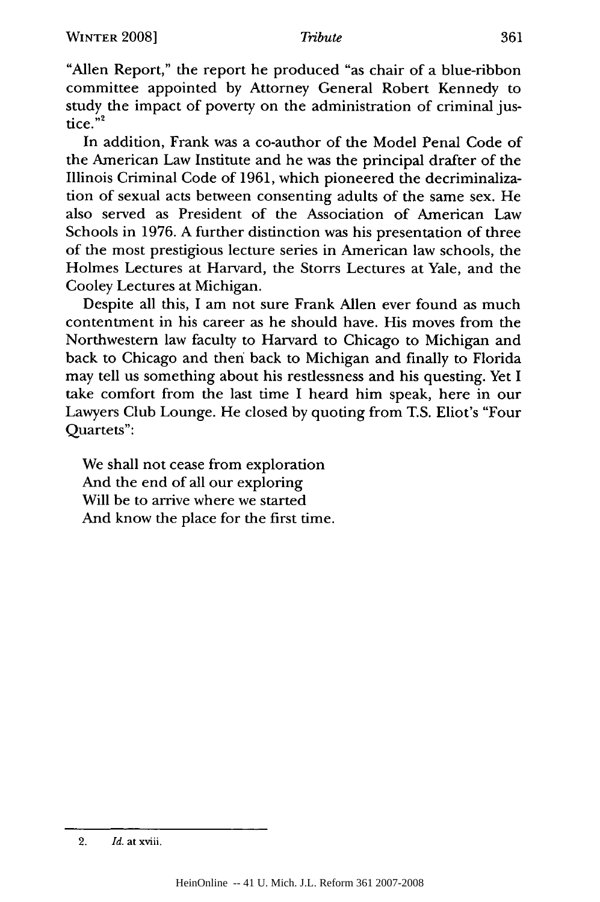"Allen Report," the report he produced "as chair of a blue-ribbon committee appointed by Attorney General Robert Kennedy to study the impact of poverty on the administration of criminal justice."[2]

In addition, Frank was a co-author of the Model Penal Code of the American Law Institute and he was the principal drafter of the Illinois Criminal Code of 1961, which pioneered the decriminalization of sexual acts between consenting adults of the same sex. He also served as President of the Association of American Law Schools in 1976. A further distinction was his presentation of three of the most prestigious lecture series in American law schools, the Holmes Lectures at Harvard, the Storrs Lectures at Yale, and the Cooley Lectures at Michigan.

Despite all this, I am not sure Frank Allen ever found as much contentment in his career as he should have. His moves from the Northwestern law faculty to Harvard to Chicago to Michigan and back to Chicago and then back to Michigan and finally to Florida may tell us something about his restlessness and his questing. Yet I take comfort from the last time I heard him speak, here in our Lawyers Club Lounge. He closed by quoting from T.S. Eliot's "Four Quartets":

> We shall not cease from exploration
> And the end of all our exploring
> Will be to arrive where we started
> And know the place for the first time.

---

2. *Id.* at xviii.